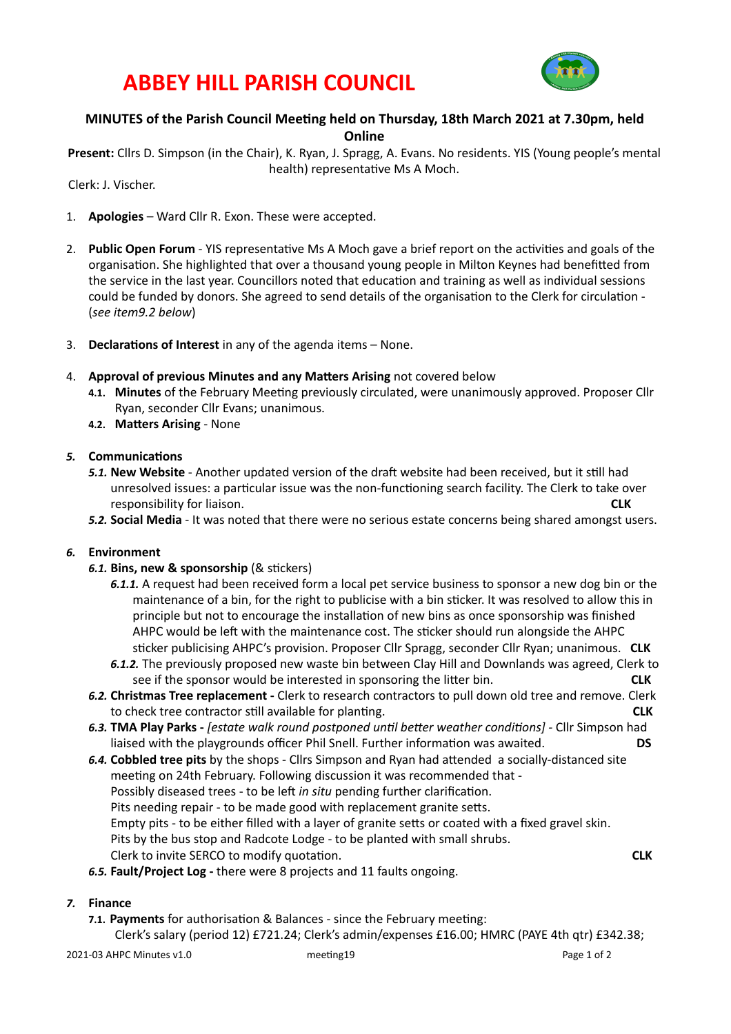# ABBEY HILL PARISH COUNCIL

## MINUTES of the Parish Council Meeting held on Thursday, 18th March 2021 at 7.30pm, held Online

**Present:** Cllrs D. Simpson (in the Chair), K. Ryan, J. Spragg, A. Evans. No residents. YIS (Young people's mental health) representative Ms A Moch.

Clerk: J. Vischer.

1. **Apologies** – Ward Cllr R. Exon. These were accepted.

2. **Public Open Forum** - YIS representative Ms A Moch gave a brief report on the activities and goals of the organisation. She highlighted that over a thousand young people in Milton Keynes had benefitted from the service in the last year. Councillors noted that education and training as well as individual sessions could be funded by donors. She agreed to send details of the organisation to the Clerk for circulation - (*see item9.2 below*)

3. **Declarations of Interest** in any of the agenda items – None.

4. **Approval of previous Minutes and any Matters Arising** not covered below
   - **4.1. Minutes** of the February Meeting previously circulated, were unanimously approved. Proposer Cllr Ryan, seconder Cllr Evans; unanimous.
   - **4.2. Matters Arising** - None

5. ***Communications***
   - ***5.1.*** **New Website** - Another updated version of the draft website had been received, but it still had unresolved issues: a particular issue was the non-functioning search facility. The Clerk to take over responsibility for liaison. **CLK**
   - ***5.2.*** **Social Media** - It was noted that there were no serious estate concerns being shared amongst users.

6. ***Environment***
   - ***6.1.*** **Bins, new & sponsorship** (& stickers)
     - ***6.1.1.*** A request had been received form a local pet service business to sponsor a new dog bin or the maintenance of a bin, for the right to publicise with a bin sticker. It was resolved to allow this in principle but not to encourage the installation of new bins as once sponsorship was finished AHPC would be left with the maintenance cost. The sticker should run alongside the AHPC sticker publicising AHPC's provision. Proposer Cllr Spragg, seconder Cllr Ryan; unanimous. **CLK**
     - ***6.1.2.*** The previously proposed new waste bin between Clay Hill and Downlands was agreed, Clerk to see if the sponsor would be interested in sponsoring the litter bin. **CLK**
   - ***6.2.*** **Christmas Tree replacement -** Clerk to research contractors to pull down old tree and remove. Clerk to check tree contractor still available for planting. **CLK**
   - ***6.3.*** **TMA Play Parks -** *[estate walk round postponed until better weather conditions]* - Cllr Simpson had liaised with the playgrounds officer Phil Snell. Further information was awaited. **DS**
   - ***6.4.*** **Cobbled tree pits** by the shops - Cllrs Simpson and Ryan had attended a socially-distanced site meeting on 24th February. Following discussion it was recommended that -
     Possibly diseased trees - to be left *in situ* pending further clarification.
     Pits needing repair - to be made good with replacement granite setts.
     Empty pits - to be either filled with a layer of granite setts or coated with a fixed gravel skin.
     Pits by the bus stop and Radcote Lodge - to be planted with small shrubs.
     Clerk to invite SERCO to modify quotation. **CLK**
   - ***6.5.*** **Fault/Project Log -** there were 8 projects and 11 faults ongoing.

7. ***Finance***
   - **7.1. Payments** for authorisation & Balances - since the February meeting:
     Clerk's salary (period 12) £721.24; Clerk's admin/expenses £16.00; HMRC (PAYE 4th qtr) £342.38;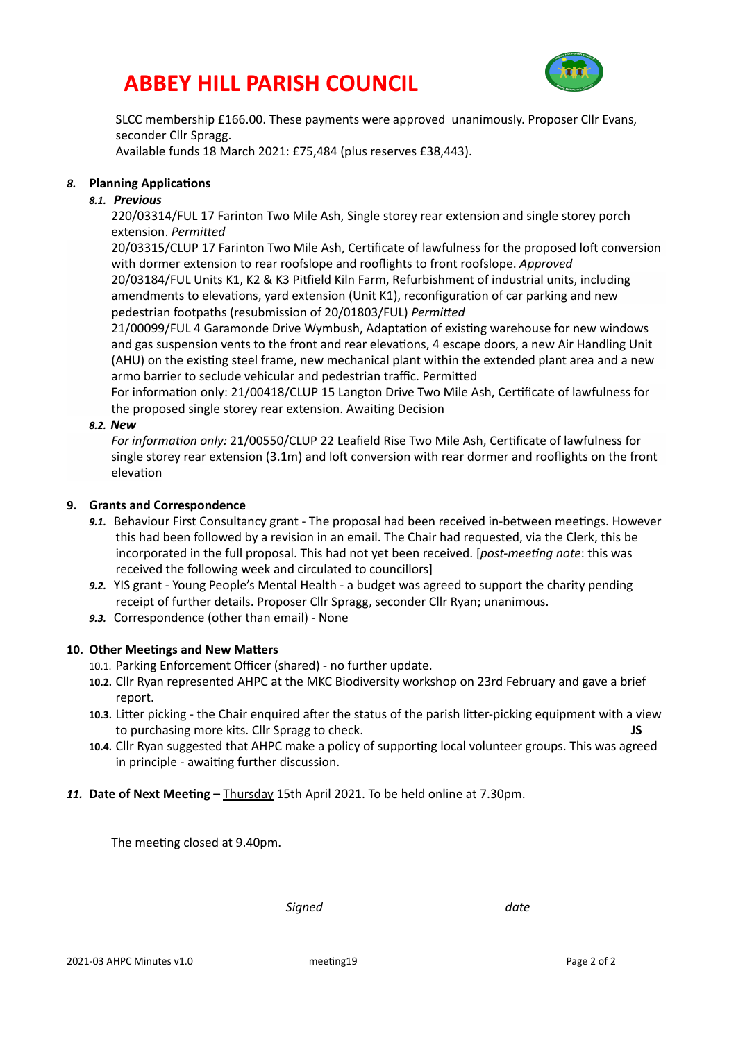# ABBEY HILL PARISH COUNCIL

SLCC membership £166.00. These payments were approved unanimously. Proposer Cllr Evans, seconder Cllr Spragg.
Available funds 18 March 2021: £75,484 (plus reserves £38,443).

## 8. Planning Applications

### 8.1. *Previous*

220/03314/FUL 17 Farinton Two Mile Ash, Single storey rear extension and single storey porch extension. *Permitted*

20/03315/CLUP 17 Farinton Two Mile Ash, Certificate of lawfulness for the proposed loft conversion with dormer extension to rear roofslope and rooflights to front roofslope. *Approved*

20/03184/FUL Units K1, K2 & K3 Pitfield Kiln Farm, Refurbishment of industrial units, including amendments to elevations, yard extension (Unit K1), reconfiguration of car parking and new pedestrian footpaths (resubmission of 20/01803/FUL) *Permitted*

21/00099/FUL 4 Garamonde Drive Wymbush, Adaptation of existing warehouse for new windows and gas suspension vents to the front and rear elevations, 4 escape doors, a new Air Handling Unit (AHU) on the existing steel frame, new mechanical plant within the extended plant area and a new armo barrier to seclude vehicular and pedestrian traffic. Permitted

For information only: 21/00418/CLUP 15 Langton Drive Two Mile Ash, Certificate of lawfulness for the proposed single storey rear extension. Awaiting Decision

### 8.2. *New*

*For information only:* 21/00550/CLUP 22 Leafield Rise Two Mile Ash, Certificate of lawfulness for single storey rear extension (3.1m) and loft conversion with rear dormer and rooflights on the front elevation

## 9. Grants and Correspondence

*9.1.* Behaviour First Consultancy grant - The proposal had been received in-between meetings. However this had been followed by a revision in an email. The Chair had requested, via the Clerk, this be incorporated in the full proposal. This had not yet been received. [*post-meeting note*: this was received the following week and circulated to councillors]

*9.2.* YIS grant - Young People's Mental Health - a budget was agreed to support the charity pending receipt of further details. Proposer Cllr Spragg, seconder Cllr Ryan; unanimous.

*9.3.* Correspondence (other than email) - None

## 10. Other Meetings and New Matters

10.1. Parking Enforcement Officer (shared) - no further update.

**10.2.** Cllr Ryan represented AHPC at the MKC Biodiversity workshop on 23rd February and gave a brief report.

**10.3.** Litter picking - the Chair enquired after the status of the parish litter-picking equipment with a view to purchasing more kits. Cllr Spragg to check. **JS**

**10.4.** Cllr Ryan suggested that AHPC make a policy of supporting local volunteer groups. This was agreed in principle - awaiting further discussion.

## 11. Date of Next Meeting – Thursday 15th April 2021. To be held online at 7.30pm.

The meeting closed at 9.40pm.

*Signed* *date*